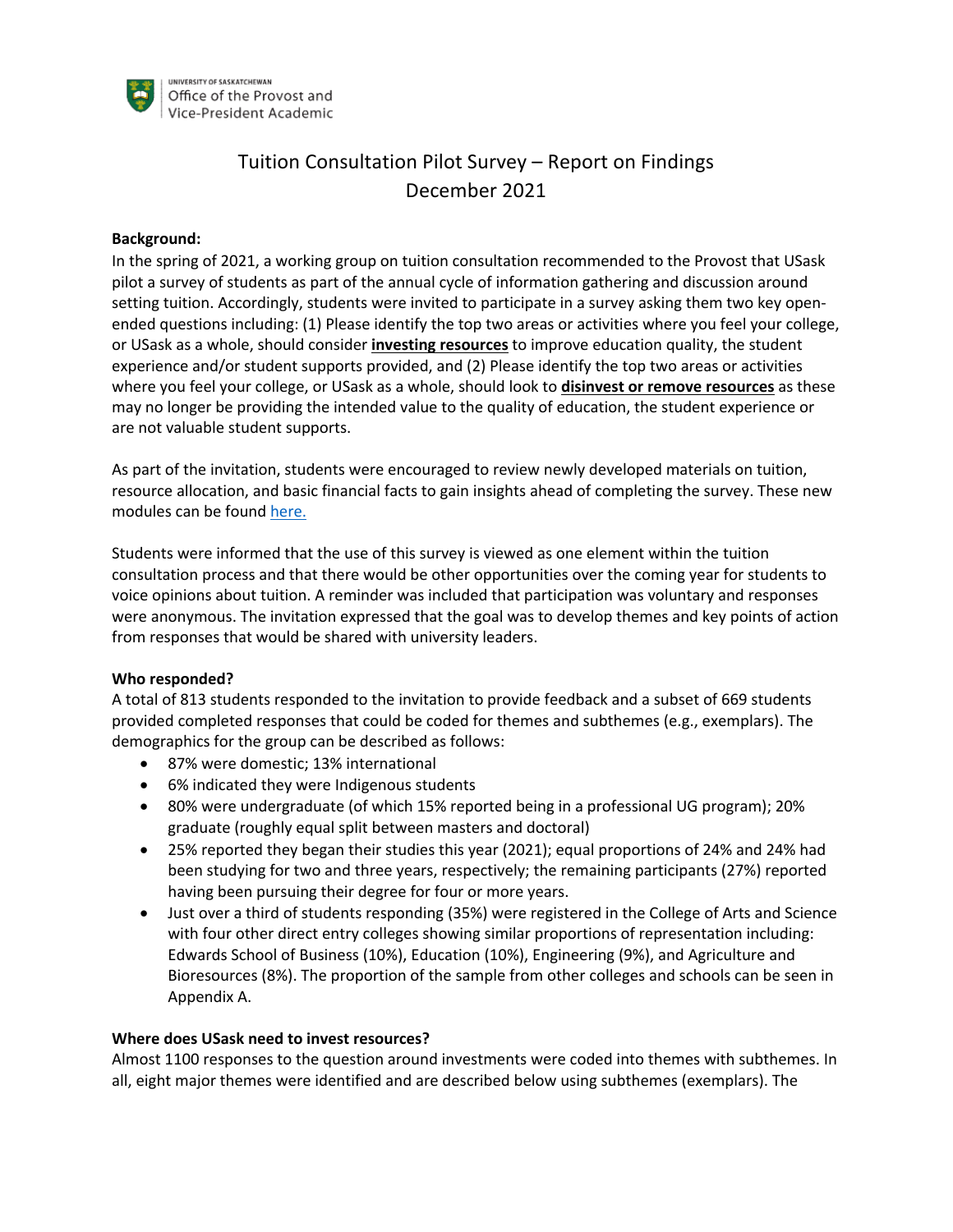University of Saskatchewan
Office of the Provost and Vice-President Academic

# Tuition Consultation Pilot Survey – Report on Findings
## December 2021

**Background:**
In the spring of 2021, a working group on tuition consultation recommended to the Provost that USask pilot a survey of students as part of the annual cycle of information gathering and discussion around setting tuition. Accordingly, students were invited to participate in a survey asking them two key open-ended questions including: (1) Please identify the top two areas or activities where you feel your college, or USask as a whole, should consider **investing resources** to improve education quality, the student experience and/or student supports provided, and (2) Please identify the top two areas or activities where you feel your college, or USask as a whole, should look to **disinvest or remove resources** as these may no longer be providing the intended value to the quality of education, the student experience or are not valuable student supports.

As part of the invitation, students were encouraged to review newly developed materials on tuition, resource allocation, and basic financial facts to gain insights ahead of completing the survey. These new modules can be found here.

Students were informed that the use of this survey is viewed as one element within the tuition consultation process and that there would be other opportunities over the coming year for students to voice opinions about tuition. A reminder was included that participation was voluntary and responses were anonymous. The invitation expressed that the goal was to develop themes and key points of action from responses that would be shared with university leaders.

**Who responded?**
A total of 813 students responded to the invitation to provide feedback and a subset of 669 students provided completed responses that could be coded for themes and subthemes (e.g., exemplars). The demographics for the group can be described as follows:

- 87% were domestic; 13% international
- 6% indicated they were Indigenous students
- 80% were undergraduate (of which 15% reported being in a professional UG program); 20% graduate (roughly equal split between masters and doctoral)
- 25% reported they began their studies this year (2021); equal proportions of 24% and 24% had been studying for two and three years, respectively; the remaining participants (27%) reported having been pursuing their degree for four or more years.
- Just over a third of students responding (35%) were registered in the College of Arts and Science with four other direct entry colleges showing similar proportions of representation including: Edwards School of Business (10%), Education (10%), Engineering (9%), and Agriculture and Bioresources (8%). The proportion of the sample from other colleges and schools can be seen in Appendix A.

**Where does USask need to invest resources?**
Almost 1100 responses to the question around investments were coded into themes with subthemes. In all, eight major themes were identified and are described below using subthemes (exemplars). The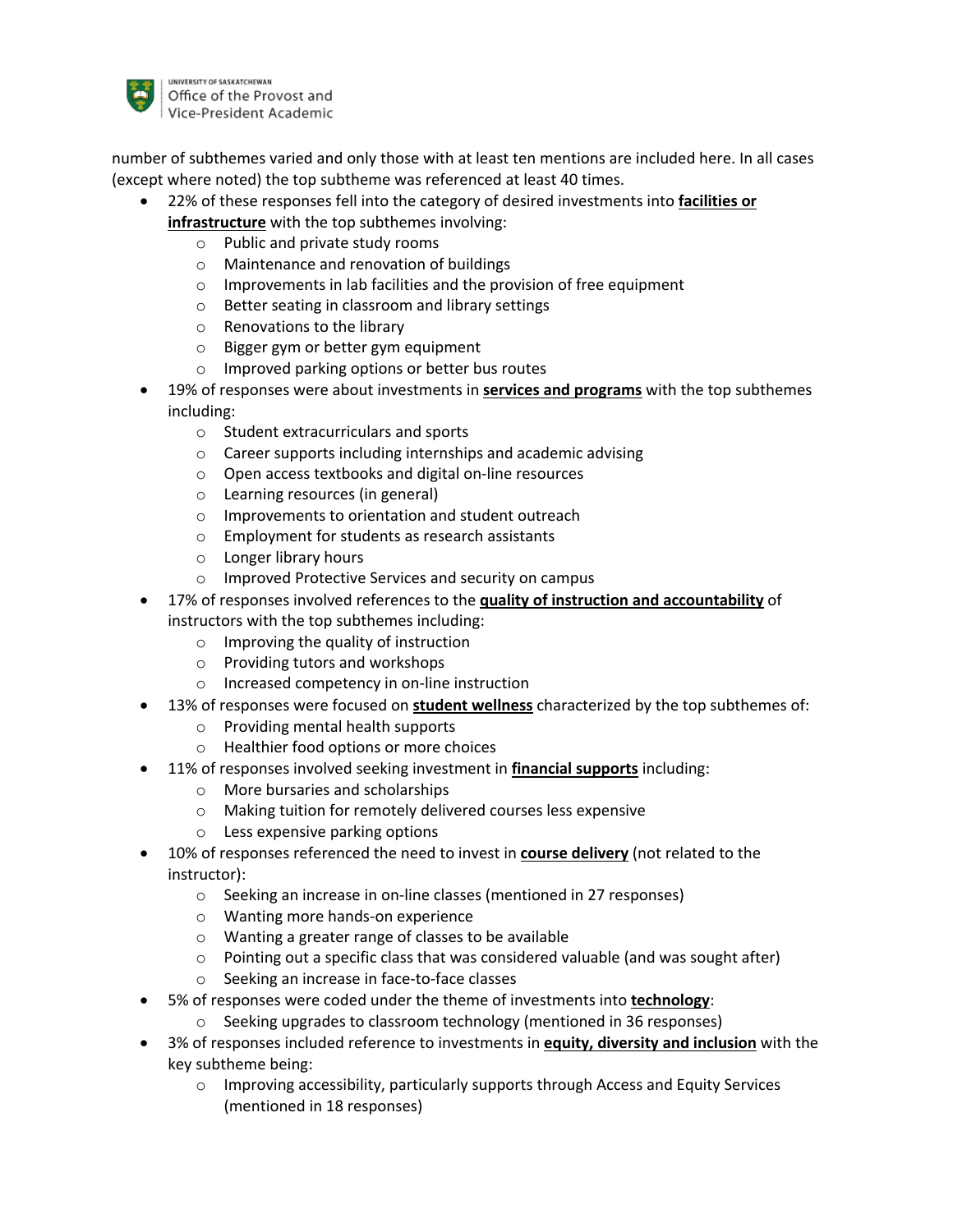number of subthemes varied and only those with at least ten mentions are included here. In all cases (except where noted) the top subtheme was referenced at least 40 times.

- 22% of these responses fell into the category of desired investments into **facilities or infrastructure** with the top subthemes involving:
  - Public and private study rooms
  - Maintenance and renovation of buildings
  - Improvements in lab facilities and the provision of free equipment
  - Better seating in classroom and library settings
  - Renovations to the library
  - Bigger gym or better gym equipment
  - Improved parking options or better bus routes
- 19% of responses were about investments in **services and programs** with the top subthemes including:
  - Student extracurriculars and sports
  - Career supports including internships and academic advising
  - Open access textbooks and digital on-line resources
  - Learning resources (in general)
  - Improvements to orientation and student outreach
  - Employment for students as research assistants
  - Longer library hours
  - Improved Protective Services and security on campus
- 17% of responses involved references to the **quality of instruction and accountability** of instructors with the top subthemes including:
  - Improving the quality of instruction
  - Providing tutors and workshops
  - Increased competency in on-line instruction
- 13% of responses were focused on **student wellness** characterized by the top subthemes of:
  - Providing mental health supports
  - Healthier food options or more choices
- 11% of responses involved seeking investment in **financial supports** including:
  - More bursaries and scholarships
  - Making tuition for remotely delivered courses less expensive
  - Less expensive parking options
- 10% of responses referenced the need to invest in **course delivery** (not related to the instructor):
  - Seeking an increase in on-line classes (mentioned in 27 responses)
  - Wanting more hands-on experience
  - Wanting a greater range of classes to be available
  - Pointing out a specific class that was considered valuable (and was sought after)
  - Seeking an increase in face-to-face classes
- 5% of responses were coded under the theme of investments into **technology**:
  - Seeking upgrades to classroom technology (mentioned in 36 responses)
- 3% of responses included reference to investments in **equity, diversity and inclusion** with the key subtheme being:
  - Improving accessibility, particularly supports through Access and Equity Services (mentioned in 18 responses)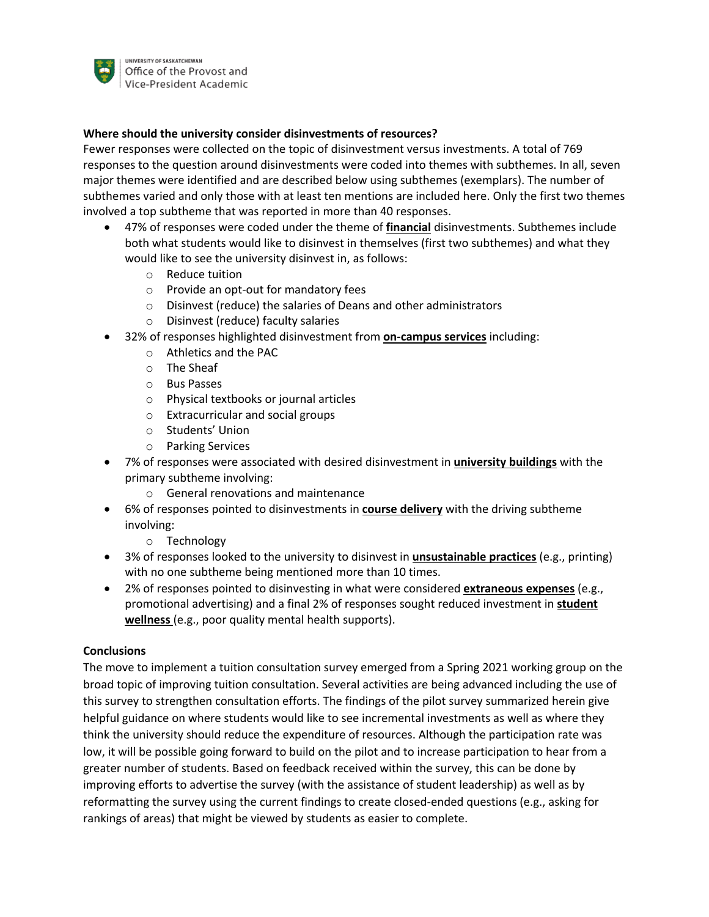**Where should the university consider disinvestments of resources?**

Fewer responses were collected on the topic of disinvestment versus investments. A total of 769 responses to the question around disinvestments were coded into themes with subthemes. In all, seven major themes were identified and are described below using subthemes (exemplars). The number of subthemes varied and only those with at least ten mentions are included here. Only the first two themes involved a top subtheme that was reported in more than 40 responses.

- 47% of responses were coded under the theme of **financial** disinvestments. Subthemes include both what students would like to disinvest in themselves (first two subthemes) and what they would like to see the university disinvest in, as follows:
    - Reduce tuition
    - Provide an opt-out for mandatory fees
    - Disinvest (reduce) the salaries of Deans and other administrators
    - Disinvest (reduce) faculty salaries
- 32% of responses highlighted disinvestment from **on-campus services** including:
    - Athletics and the PAC
    - The Sheaf
    - Bus Passes
    - Physical textbooks or journal articles
    - Extracurricular and social groups
    - Students' Union
    - Parking Services
- 7% of responses were associated with desired disinvestment in **university buildings** with the primary subtheme involving:
    - General renovations and maintenance
- 6% of responses pointed to disinvestments in **course delivery** with the driving subtheme involving:
    - Technology
- 3% of responses looked to the university to disinvest in **unsustainable practices** (e.g., printing) with no one subtheme being mentioned more than 10 times.
- 2% of responses pointed to disinvesting in what were considered **extraneous expenses** (e.g., promotional advertising) and a final 2% of responses sought reduced investment in **student wellness** (e.g., poor quality mental health supports).

**Conclusions**

The move to implement a tuition consultation survey emerged from a Spring 2021 working group on the broad topic of improving tuition consultation. Several activities are being advanced including the use of this survey to strengthen consultation efforts. The findings of the pilot survey summarized herein give helpful guidance on where students would like to see incremental investments as well as where they think the university should reduce the expenditure of resources. Although the participation rate was low, it will be possible going forward to build on the pilot and to increase participation to hear from a greater number of students. Based on feedback received within the survey, this can be done by improving efforts to advertise the survey (with the assistance of student leadership) as well as by reformatting the survey using the current findings to create closed-ended questions (e.g., asking for rankings of areas) that might be viewed by students as easier to complete.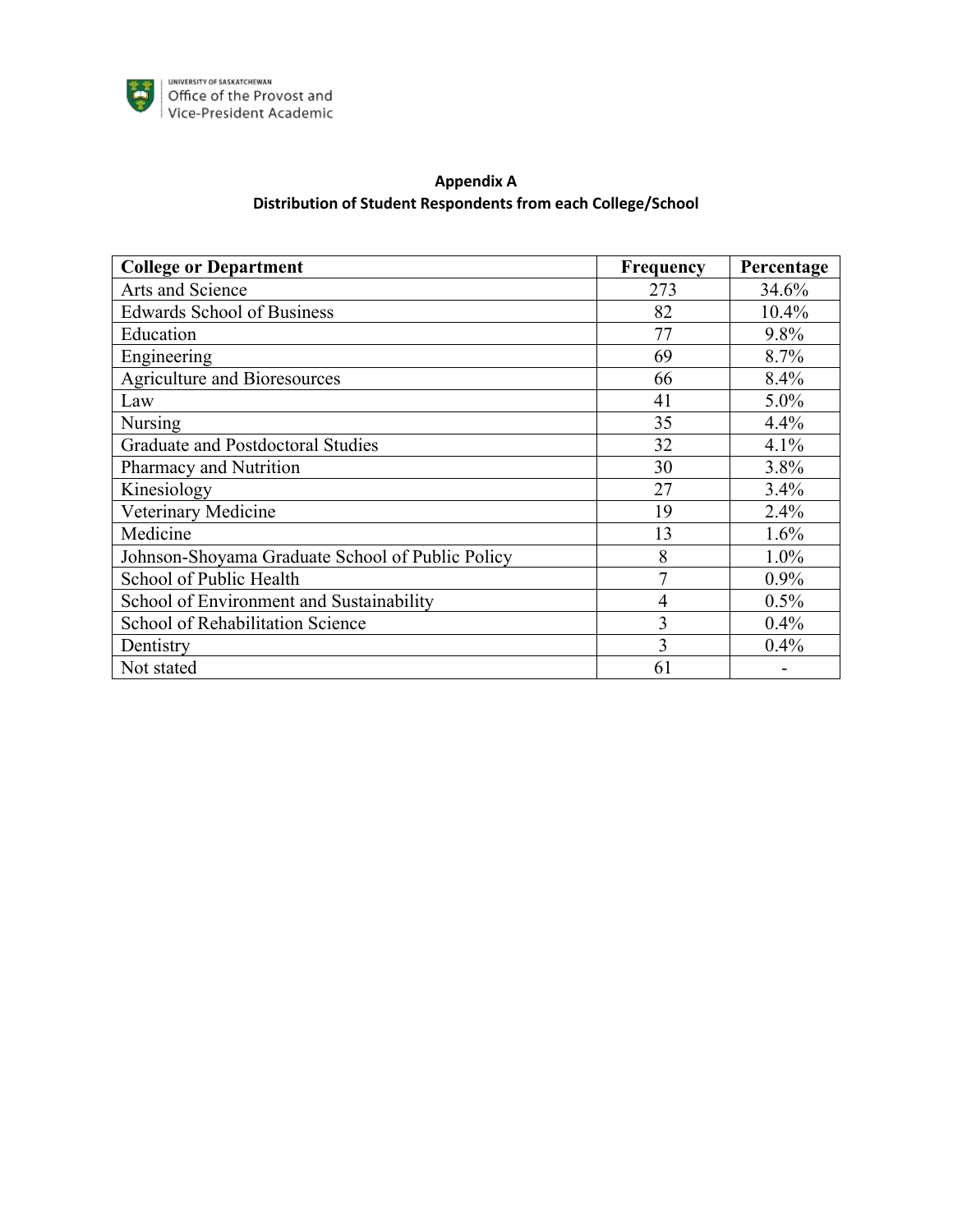**Appendix A**
**Distribution of Student Respondents from each College/School**

| College or Department | Frequency | Percentage |
|---|---|---|
| Arts and Science | 273 | 34.6% |
| Edwards School of Business | 82 | 10.4% |
| Education | 77 | 9.8% |
| Engineering | 69 | 8.7% |
| Agriculture and Bioresources | 66 | 8.4% |
| Law | 41 | 5.0% |
| Nursing | 35 | 4.4% |
| Graduate and Postdoctoral Studies | 32 | 4.1% |
| Pharmacy and Nutrition | 30 | 3.8% |
| Kinesiology | 27 | 3.4% |
| Veterinary Medicine | 19 | 2.4% |
| Medicine | 13 | 1.6% |
| Johnson-Shoyama Graduate School of Public Policy | 8 | 1.0% |
| School of Public Health | 7 | 0.9% |
| School of Environment and Sustainability | 4 | 0.5% |
| School of Rehabilitation Science | 3 | 0.4% |
| Dentistry | 3 | 0.4% |
| Not stated | 61 | - |